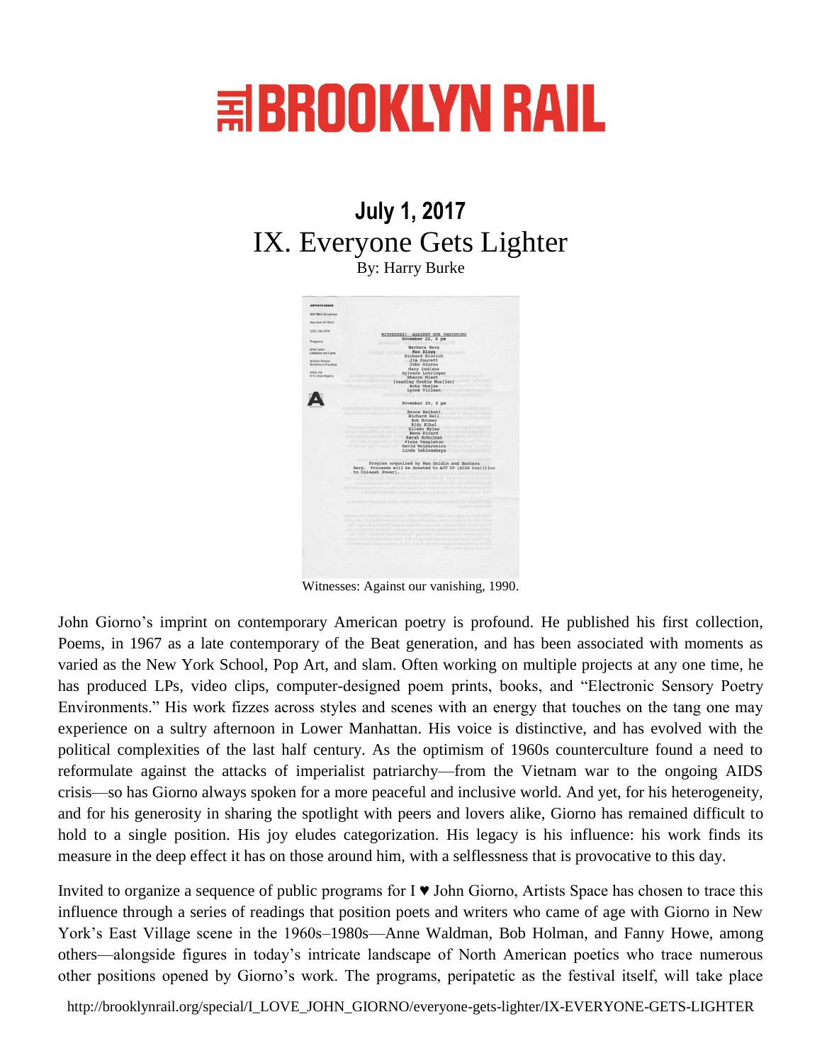# THE BROOKLYN RAIL

## July 1, 2017

# IX. Everyone Gets Lighter

By: Harry Burke

Witnesses: Against our vanishing, 1990.

John Giorno's imprint on contemporary American poetry is profound. He published his first collection, Poems, in 1967 as a late contemporary of the Beat generation, and has been associated with moments as varied as the New York School, Pop Art, and slam. Often working on multiple projects at any one time, he has produced LPs, video clips, computer-designed poem prints, books, and "Electronic Sensory Poetry Environments." His work fizzes across styles and scenes with an energy that touches on the tang one may experience on a sultry afternoon in Lower Manhattan. His voice is distinctive, and has evolved with the political complexities of the last half century. As the optimism of 1960s counterculture found a need to reformulate against the attacks of imperialist patriarchy—from the Vietnam war to the ongoing AIDS crisis—so has Giorno always spoken for a more peaceful and inclusive world. And yet, for his heterogeneity, and for his generosity in sharing the spotlight with peers and lovers alike, Giorno has remained difficult to hold to a single position. His joy eludes categorization. His legacy is his influence: his work finds its measure in the deep effect it has on those around him, with a selflessness that is provocative to this day.

Invited to organize a sequence of public programs for I ♥ John Giorno, Artists Space has chosen to trace this influence through a series of readings that position poets and writers who came of age with Giorno in New York's East Village scene in the 1960s–1980s—Anne Waldman, Bob Holman, and Fanny Howe, among others—alongside figures in today's intricate landscape of North American poetics who trace numerous other positions opened by Giorno's work. The programs, peripatetic as the festival itself, will take place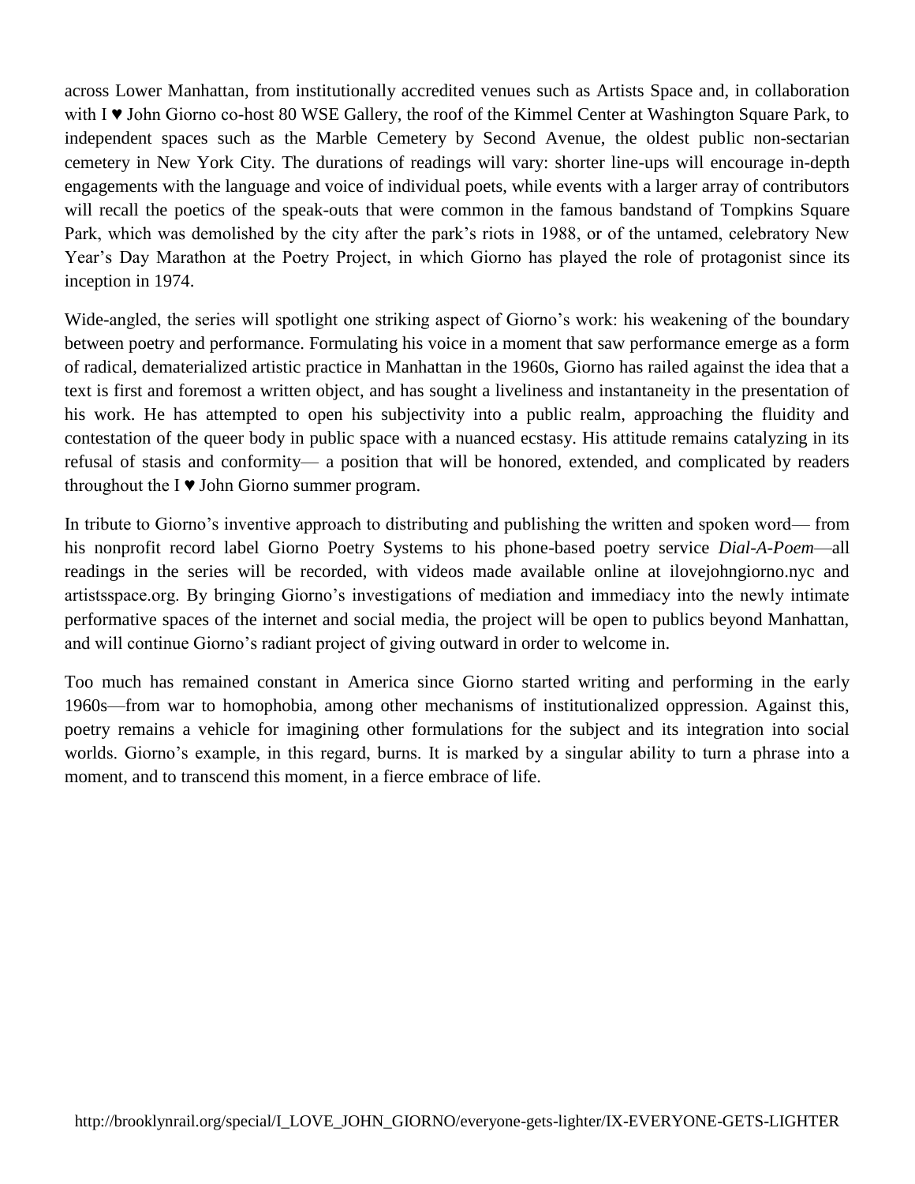across Lower Manhattan, from institutionally accredited venues such as Artists Space and, in collaboration with I ♥ John Giorno co-host 80 WSE Gallery, the roof of the Kimmel Center at Washington Square Park, to independent spaces such as the Marble Cemetery by Second Avenue, the oldest public non-sectarian cemetery in New York City. The durations of readings will vary: shorter line-ups will encourage in-depth engagements with the language and voice of individual poets, while events with a larger array of contributors will recall the poetics of the speak-outs that were common in the famous bandstand of Tompkins Square Park, which was demolished by the city after the park's riots in 1988, or of the untamed, celebratory New Year's Day Marathon at the Poetry Project, in which Giorno has played the role of protagonist since its inception in 1974.

Wide-angled, the series will spotlight one striking aspect of Giorno's work: his weakening of the boundary between poetry and performance. Formulating his voice in a moment that saw performance emerge as a form of radical, dematerialized artistic practice in Manhattan in the 1960s, Giorno has railed against the idea that a text is first and foremost a written object, and has sought a liveliness and instantaneity in the presentation of his work. He has attempted to open his subjectivity into a public realm, approaching the fluidity and contestation of the queer body in public space with a nuanced ecstasy. His attitude remains catalyzing in its refusal of stasis and conformity— a position that will be honored, extended, and complicated by readers throughout the I ♥ John Giorno summer program.

In tribute to Giorno's inventive approach to distributing and publishing the written and spoken word— from his nonprofit record label Giorno Poetry Systems to his phone-based poetry service *Dial-A-Poem*—all readings in the series will be recorded, with videos made available online at ilovejohngiorno.nyc and artistsspace.org. By bringing Giorno's investigations of mediation and immediacy into the newly intimate performative spaces of the internet and social media, the project will be open to publics beyond Manhattan, and will continue Giorno's radiant project of giving outward in order to welcome in.

Too much has remained constant in America since Giorno started writing and performing in the early 1960s—from war to homophobia, among other mechanisms of institutionalized oppression. Against this, poetry remains a vehicle for imagining other formulations for the subject and its integration into social worlds. Giorno's example, in this regard, burns. It is marked by a singular ability to turn a phrase into a moment, and to transcend this moment, in a fierce embrace of life.